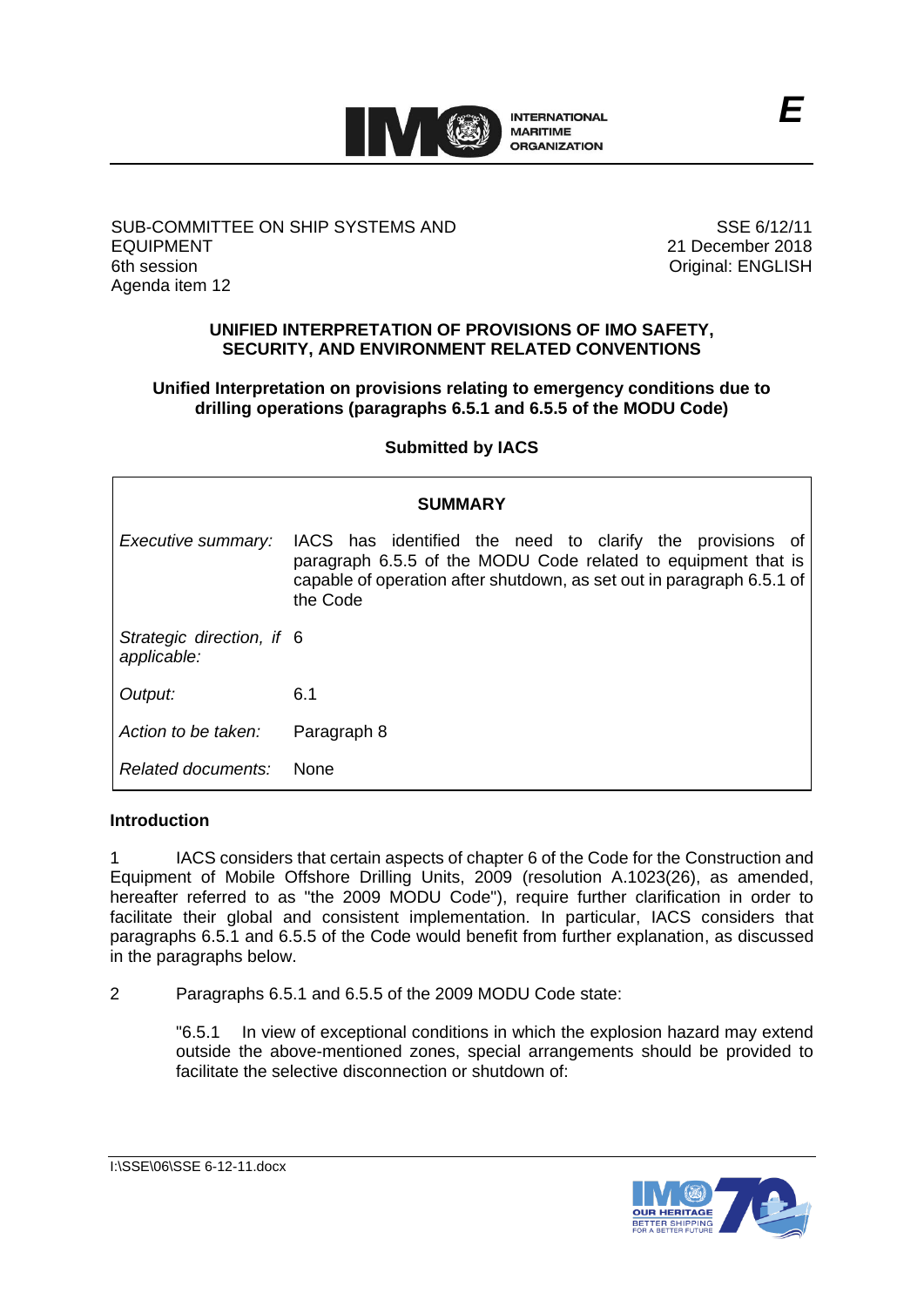SUB-COMMITTEE ON SHIP SYSTEMS AND EQUIPMENT
6th session
Agenda item 12

SSE 6/12/11
21 December 2018
Original: ENGLISH

**UNIFIED INTERPRETATION OF PROVISIONS OF IMO SAFETY, SECURITY, AND ENVIRONMENT RELATED CONVENTIONS**

**Unified Interpretation on provisions relating to emergency conditions due to drilling operations (paragraphs 6.5.1 and 6.5.5 of the MODU Code)**

**Submitted by IACS**

| **SUMMARY** | |
|---|---|
| *Executive summary:* | IACS has identified the need to clarify the provisions of paragraph 6.5.5 of the MODU Code related to equipment that is capable of operation after shutdown, as set out in paragraph 6.5.1 of the Code |
| *Strategic direction, if applicable:* | 6 |
| *Output:* | 6.1 |
| *Action to be taken:* | Paragraph 8 |
| *Related documents:* | None |

## Introduction

1 IACS considers that certain aspects of chapter 6 of the Code for the Construction and Equipment of Mobile Offshore Drilling Units, 2009 (resolution A.1023(26), as amended, hereafter referred to as "the 2009 MODU Code"), require further clarification in order to facilitate their global and consistent implementation. In particular, IACS considers that paragraphs 6.5.1 and 6.5.5 of the Code would benefit from further explanation, as discussed in the paragraphs below.

2 Paragraphs 6.5.1 and 6.5.5 of the 2009 MODU Code state:

"6.5.1 In view of exceptional conditions in which the explosion hazard may extend outside the above-mentioned zones, special arrangements should be provided to facilitate the selective disconnection or shutdown of: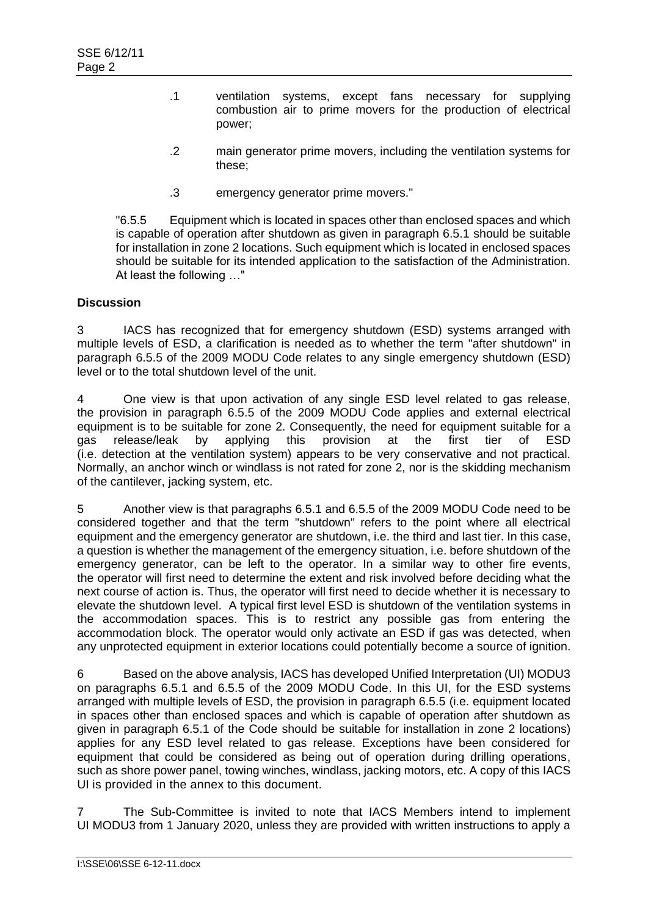.1 ventilation systems, except fans necessary for supplying combustion air to prime movers for the production of electrical power;

.2 main generator prime movers, including the ventilation systems for these;

.3 emergency generator prime movers."

"6.5.5 Equipment which is located in spaces other than enclosed spaces and which is capable of operation after shutdown as given in paragraph 6.5.1 should be suitable for installation in zone 2 locations. Such equipment which is located in enclosed spaces should be suitable for its intended application to the satisfaction of the Administration. At least the following …"

**Discussion**

3 IACS has recognized that for emergency shutdown (ESD) systems arranged with multiple levels of ESD, a clarification is needed as to whether the term "after shutdown" in paragraph 6.5.5 of the 2009 MODU Code relates to any single emergency shutdown (ESD) level or to the total shutdown level of the unit.

4 One view is that upon activation of any single ESD level related to gas release, the provision in paragraph 6.5.5 of the 2009 MODU Code applies and external electrical equipment is to be suitable for zone 2. Consequently, the need for equipment suitable for a gas release/leak by applying this provision at the first tier of ESD (i.e. detection at the ventilation system) appears to be very conservative and not practical. Normally, an anchor winch or windlass is not rated for zone 2, nor is the skidding mechanism of the cantilever, jacking system, etc.

5 Another view is that paragraphs 6.5.1 and 6.5.5 of the 2009 MODU Code need to be considered together and that the term "shutdown" refers to the point where all electrical equipment and the emergency generator are shutdown, i.e. the third and last tier. In this case, a question is whether the management of the emergency situation, i.e. before shutdown of the emergency generator, can be left to the operator. In a similar way to other fire events, the operator will first need to determine the extent and risk involved before deciding what the next course of action is. Thus, the operator will first need to decide whether it is necessary to elevate the shutdown level. A typical first level ESD is shutdown of the ventilation systems in the accommodation spaces. This is to restrict any possible gas from entering the accommodation block. The operator would only activate an ESD if gas was detected, when any unprotected equipment in exterior locations could potentially become a source of ignition.

6 Based on the above analysis, IACS has developed Unified Interpretation (UI) MODU3 on paragraphs 6.5.1 and 6.5.5 of the 2009 MODU Code. In this UI, for the ESD systems arranged with multiple levels of ESD, the provision in paragraph 6.5.5 (i.e. equipment located in spaces other than enclosed spaces and which is capable of operation after shutdown as given in paragraph 6.5.1 of the Code should be suitable for installation in zone 2 locations) applies for any ESD level related to gas release. Exceptions have been considered for equipment that could be considered as being out of operation during drilling operations, such as shore power panel, towing winches, windlass, jacking motors, etc. A copy of this IACS UI is provided in the annex to this document.

7 The Sub-Committee is invited to note that IACS Members intend to implement UI MODU3 from 1 January 2020, unless they are provided with written instructions to apply a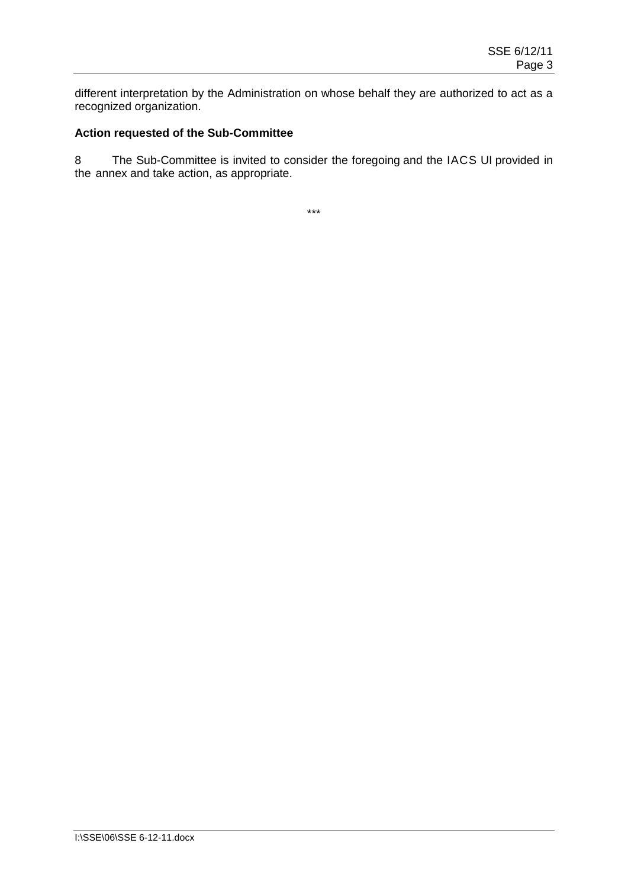different interpretation by the Administration on whose behalf they are authorized to act as a recognized organization.

**Action requested of the Sub-Committee**

8 The Sub-Committee is invited to consider the foregoing and the IACS UI provided in the annex and take action, as appropriate.

***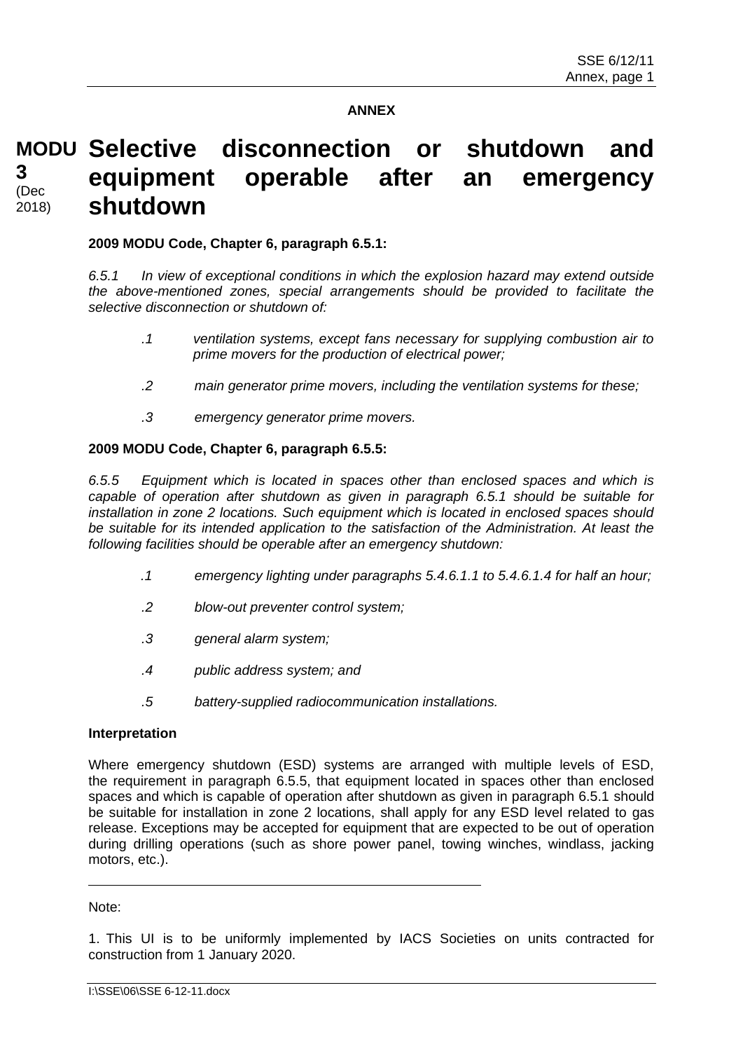**ANNEX**

# MODU 3 (Dec 2018) Selective disconnection or shutdown and equipment operable after an emergency shutdown

**2009 MODU Code, Chapter 6, paragraph 6.5.1:**

*6.5.1 In view of exceptional conditions in which the explosion hazard may extend outside the above-mentioned zones, special arrangements should be provided to facilitate the selective disconnection or shutdown of:*

*.1 ventilation systems, except fans necessary for supplying combustion air to prime movers for the production of electrical power;*

*.2 main generator prime movers, including the ventilation systems for these;*

*.3 emergency generator prime movers.*

**2009 MODU Code, Chapter 6, paragraph 6.5.5:**

*6.5.5 Equipment which is located in spaces other than enclosed spaces and which is capable of operation after shutdown as given in paragraph 6.5.1 should be suitable for installation in zone 2 locations. Such equipment which is located in enclosed spaces should be suitable for its intended application to the satisfaction of the Administration. At least the following facilities should be operable after an emergency shutdown:*

*.1 emergency lighting under paragraphs 5.4.6.1.1 to 5.4.6.1.4 for half an hour;*

*.2 blow-out preventer control system;*

*.3 general alarm system;*

*.4 public address system; and*

*.5 battery-supplied radiocommunication installations.*

**Interpretation**

Where emergency shutdown (ESD) systems are arranged with multiple levels of ESD, the requirement in paragraph 6.5.5, that equipment located in spaces other than enclosed spaces and which is capable of operation after shutdown as given in paragraph 6.5.1 should be suitable for installation in zone 2 locations, shall apply for any ESD level related to gas release. Exceptions may be accepted for equipment that are expected to be out of operation during drilling operations (such as shore power panel, towing winches, windlass, jacking motors, etc.).

---

Note:

1. This UI is to be uniformly implemented by IACS Societies on units contracted for construction from 1 January 2020.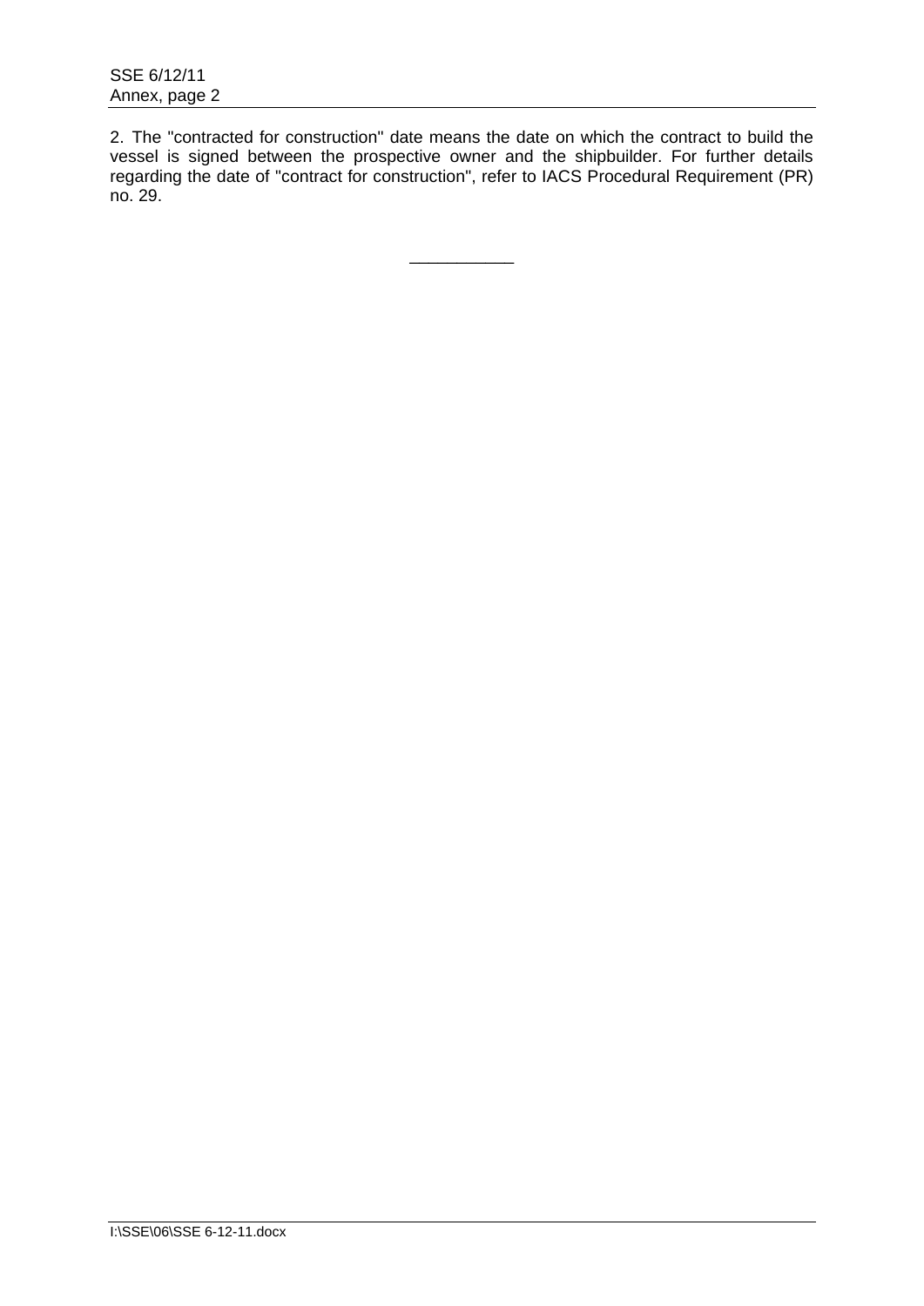2. The "contracted for construction" date means the date on which the contract to build the vessel is signed between the prospective owner and the shipbuilder. For further details regarding the date of "contract for construction", refer to IACS Procedural Requirement (PR) no. 29.

___________